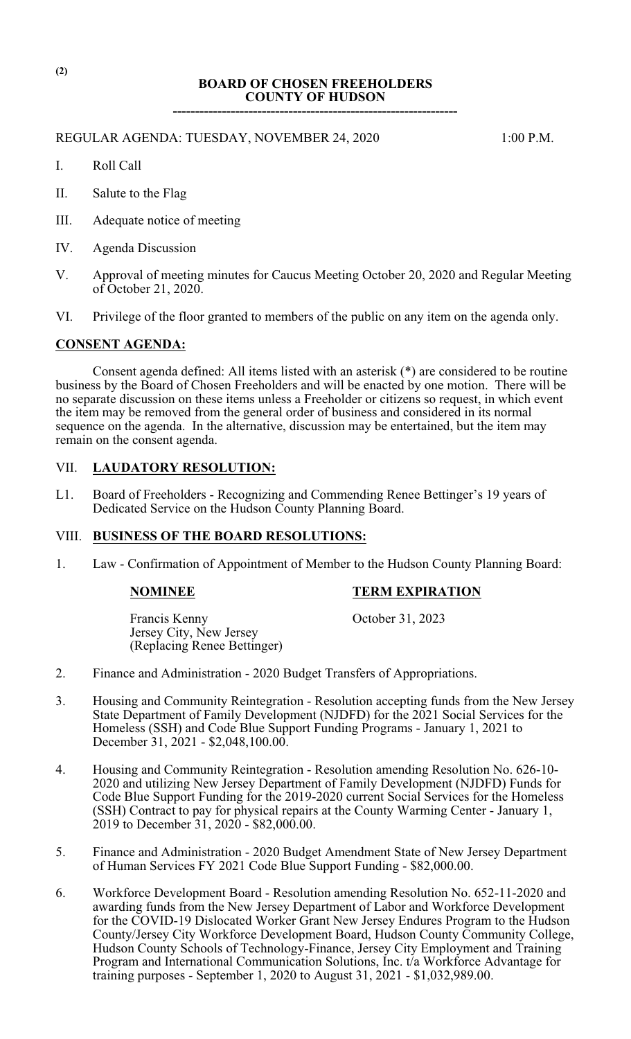# BOARD OF CHOSEN FREEHOLDERS
# COUNTY OF HUDSON

---

REGULAR AGENDA: TUESDAY, NOVEMBER 24, 2020 1:00 P.M.

I. Roll Call

II. Salute to the Flag

III. Adequate notice of meeting

IV. Agenda Discussion

V. Approval of meeting minutes for Caucus Meeting October 20, 2020 and Regular Meeting of October 21, 2020.

VI. Privilege of the floor granted to members of the public on any item on the agenda only.

## CONSENT AGENDA:

Consent agenda defined: All items listed with an asterisk (*) are considered to be routine business by the Board of Chosen Freeholders and will be enacted by one motion. There will be no separate discussion on these items unless a Freeholder or citizens so request, in which event the item may be removed from the general order of business and considered in its normal sequence on the agenda. In the alternative, discussion may be entertained, but the item may remain on the consent agenda.

## VII. LAUDATORY RESOLUTION:

L1. Board of Freeholders - Recognizing and Commending Renee Bettinger's 19 years of Dedicated Service on the Hudson County Planning Board.

## VIII. BUSINESS OF THE BOARD RESOLUTIONS:

1. Law - Confirmation of Appointment of Member to the Hudson County Planning Board:

| NOMINEE | TERM EXPIRATION |
|---|---|
| Francis Kenny<br>Jersey City, New Jersey<br>(Replacing Renee Bettinger) | October 31, 2023 |

2. Finance and Administration - 2020 Budget Transfers of Appropriations.

3. Housing and Community Reintegration - Resolution accepting funds from the New Jersey State Department of Family Development (NJDFD) for the 2021 Social Services for the Homeless (SSH) and Code Blue Support Funding Programs - January 1, 2021 to December 31, 2021 - $2,048,100.00.

4. Housing and Community Reintegration - Resolution amending Resolution No. 626-10-2020 and utilizing New Jersey Department of Family Development (NJDFD) Funds for Code Blue Support Funding for the 2019-2020 current Social Services for the Homeless (SSH) Contract to pay for physical repairs at the County Warming Center - January 1, 2019 to December 31, 2020 - $82,000.00.

5. Finance and Administration - 2020 Budget Amendment State of New Jersey Department of Human Services FY 2021 Code Blue Support Funding - $82,000.00.

6. Workforce Development Board - Resolution amending Resolution No. 652-11-2020 and awarding funds from the New Jersey Department of Labor and Workforce Development for the COVID-19 Dislocated Worker Grant New Jersey Endures Program to the Hudson County/Jersey City Workforce Development Board, Hudson County Community College, Hudson County Schools of Technology-Finance, Jersey City Employment and Training Program and International Communication Solutions, Inc. t/a Workforce Advantage for training purposes - September 1, 2020 to August 31, 2021 - $1,032,989.00.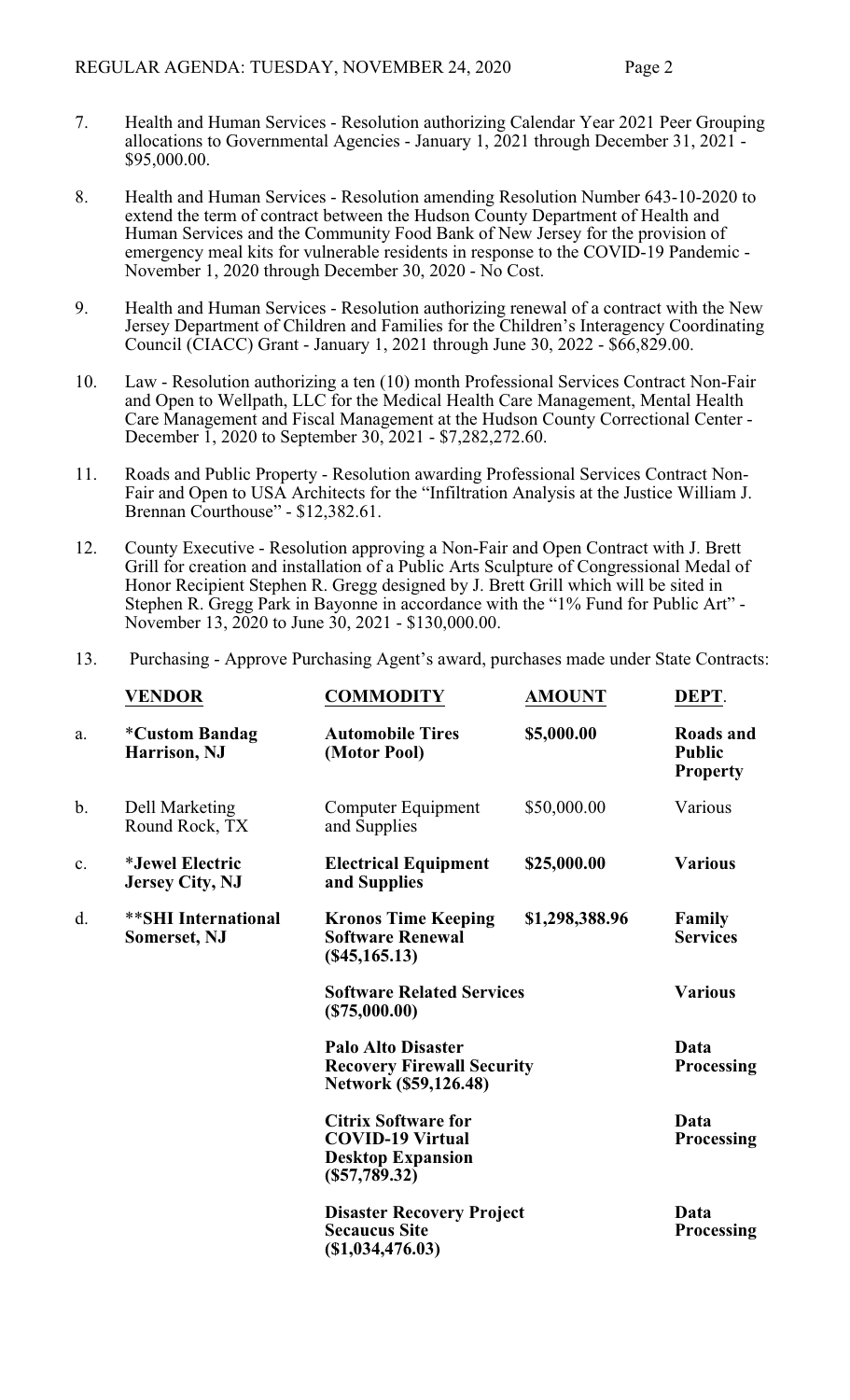7. Health and Human Services - Resolution authorizing Calendar Year 2021 Peer Grouping allocations to Governmental Agencies - January 1, 2021 through December 31, 2021 - $95,000.00.

8. Health and Human Services - Resolution amending Resolution Number 643-10-2020 to extend the term of contract between the Hudson County Department of Health and Human Services and the Community Food Bank of New Jersey for the provision of emergency meal kits for vulnerable residents in response to the COVID-19 Pandemic - November 1, 2020 through December 30, 2020 - No Cost.

9. Health and Human Services - Resolution authorizing renewal of a contract with the New Jersey Department of Children and Families for the Children's Interagency Coordinating Council (CIACC) Grant - January 1, 2021 through June 30, 2022 - $66,829.00.

10. Law - Resolution authorizing a ten (10) month Professional Services Contract Non-Fair and Open to Wellpath, LLC for the Medical Health Care Management, Mental Health Care Management and Fiscal Management at the Hudson County Correctional Center - December 1, 2020 to September 30, 2021 - $7,282,272.60.

11. Roads and Public Property - Resolution awarding Professional Services Contract Non-Fair and Open to USA Architects for the "Infiltration Analysis at the Justice William J. Brennan Courthouse" - $12,382.61.

12. County Executive - Resolution approving a Non-Fair and Open Contract with J. Brett Grill for creation and installation of a Public Arts Sculpture of Congressional Medal of Honor Recipient Stephen R. Gregg designed by J. Brett Grill which will be sited in Stephen R. Gregg Park in Bayonne in accordance with the "1% Fund for Public Art" - November 13, 2020 to June 30, 2021 - $130,000.00.

13. Purchasing - Approve Purchasing Agent's award, purchases made under State Contracts:

| | VENDOR | COMMODITY | AMOUNT | DEPT. |
|---|---|---|---|---|
| a. | **\*Custom Bandag Harrison, NJ** | **Automobile Tires (Motor Pool)** | **$5,000.00** | **Roads and Public Property** |
| b. | Dell Marketing Round Rock, TX | Computer Equipment and Supplies | $50,000.00 | Various |
| c. | **\*Jewel Electric Jersey City, NJ** | **Electrical Equipment and Supplies** | **$25,000.00** | **Various** |
| d. | **\*\*SHI International Somerset, NJ** | **Kronos Time Keeping Software Renewal ($45,165.13)** | **$1,298,388.96** | **Family Services** |
| | | **Software Related Services ($75,000.00)** | | **Various** |
| | | **Palo Alto Disaster Recovery Firewall Security Network ($59,126.48)** | | **Data Processing** |
| | | **Citrix Software for COVID-19 Virtual Desktop Expansion ($57,789.32)** | | **Data Processing** |
| | | **Disaster Recovery Project Secaucus Site ($1,034,476.03)** | | **Data Processing** |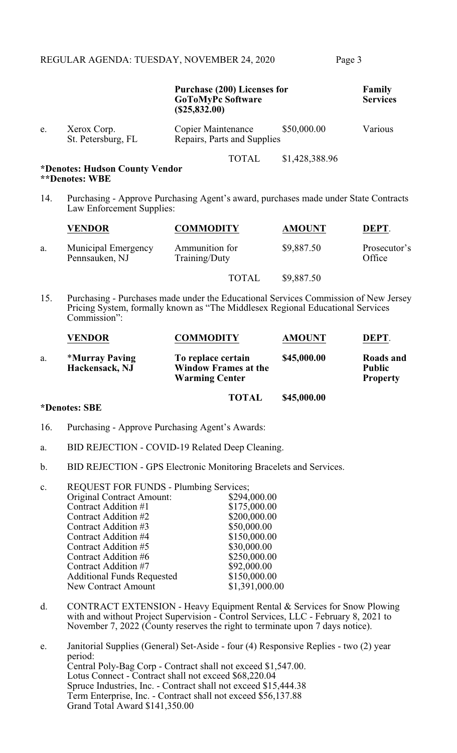| | | | | |
|---|---|---|---|---|
| | | **Purchase (200) Licenses for GoToMyPc Software ($25,832.00)** | | **Family Services** |
| e. | Xerox Corp. St. Petersburg, FL | Copier Maintenance Repairs, Parts and Supplies | $50,000.00 | Various |
| | | TOTAL | $1,428,388.96 | |

**\*Denotes: Hudson County Vendor**
**\*\*Denotes: WBE**

14. Purchasing - Approve Purchasing Agent's award, purchases made under State Contracts Law Enforcement Supplies:

| | VENDOR | COMMODITY | AMOUNT | DEPT. |
|---|---|---|---|---|
| a. | Municipal Emergency Pennsauken, NJ | Ammunition for Training/Duty | $9,887.50 | Prosecutor's Office |
| | | TOTAL | $9,887.50 | |

15. Purchasing - Purchases made under the Educational Services Commission of New Jersey Pricing System, formally known as "The Middlesex Regional Educational Services Commission":

| | VENDOR | COMMODITY | AMOUNT | DEPT. |
|---|---|---|---|---|
| a. | **\*Murray Paving Hackensack, NJ** | **To replace certain Window Frames at the Warming Center** | **$45,000.00** | **Roads and Public Property** |
| | | **TOTAL** | **$45,000.00** | |

**\*Denotes: SBE**

16. Purchasing - Approve Purchasing Agent's Awards:

a. BID REJECTION - COVID-19 Related Deep Cleaning.

b. BID REJECTION - GPS Electronic Monitoring Bracelets and Services.

c. REQUEST FOR FUNDS - Plumbing Services;

| | |
|---|---|
| Original Contract Amount: | $294,000.00 |
| Contract Addition #1 | $175,000.00 |
| Contract Addition #2 | $200,000.00 |
| Contract Addition #3 | $50,000.00 |
| Contract Addition #4 | $150,000.00 |
| Contract Addition #5 | $30,000.00 |
| Contract Addition #6 | $250,000.00 |
| Contract Addition #7 | $92,000.00 |
| Additional Funds Requested | $150,000.00 |
| New Contract Amount | $1,391,000.00 |

d. CONTRACT EXTENSION - Heavy Equipment Rental & Services for Snow Plowing with and without Project Supervision - Control Services, LLC - February 8, 2021 to November 7, 2022 (County reserves the right to terminate upon 7 days notice).

e. Janitorial Supplies (General) Set-Aside - four (4) Responsive Replies - two (2) year period:
Central Poly-Bag Corp - Contract shall not exceed $1,547.00.
Lotus Connect - Contract shall not exceed $68,220.04
Spruce Industries, Inc. - Contract shall not exceed $15,444.38
Term Enterprise, Inc. - Contract shall not exceed $56,137.88
Grand Total Award $141,350.00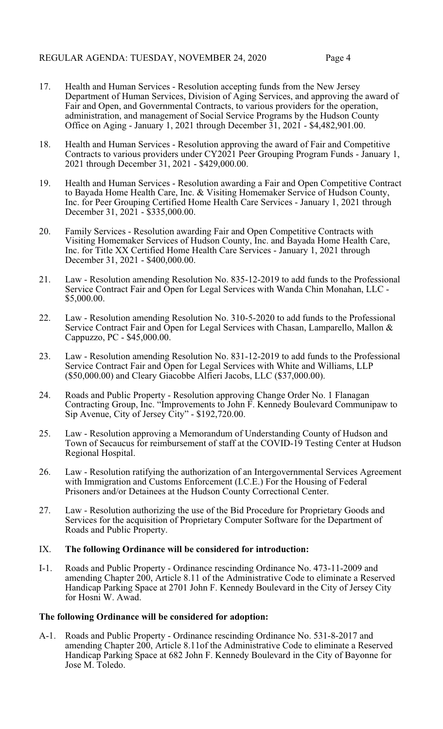17. Health and Human Services - Resolution accepting funds from the New Jersey Department of Human Services, Division of Aging Services, and approving the award of Fair and Open, and Governmental Contracts, to various providers for the operation, administration, and management of Social Service Programs by the Hudson County Office on Aging - January 1, 2021 through December 31, 2021 - $4,482,901.00.

18. Health and Human Services - Resolution approving the award of Fair and Competitive Contracts to various providers under CY2021 Peer Grouping Program Funds - January 1, 2021 through December 31, 2021 - $429,000.00.

19. Health and Human Services - Resolution awarding a Fair and Open Competitive Contract to Bayada Home Health Care, Inc. & Visiting Homemaker Service of Hudson County, Inc. for Peer Grouping Certified Home Health Care Services - January 1, 2021 through December 31, 2021 - $335,000.00.

20. Family Services - Resolution awarding Fair and Open Competitive Contracts with Visiting Homemaker Services of Hudson County, Inc. and Bayada Home Health Care, Inc. for Title XX Certified Home Health Care Services - January 1, 2021 through December 31, 2021 - $400,000.00.

21. Law - Resolution amending Resolution No. 835-12-2019 to add funds to the Professional Service Contract Fair and Open for Legal Services with Wanda Chin Monahan, LLC - $5,000.00.

22. Law - Resolution amending Resolution No. 310-5-2020 to add funds to the Professional Service Contract Fair and Open for Legal Services with Chasan, Lamparello, Mallon & Cappuzzo, PC - $45,000.00.

23. Law - Resolution amending Resolution No. 831-12-2019 to add funds to the Professional Service Contract Fair and Open for Legal Services with White and Williams, LLP ($50,000.00) and Cleary Giacobbe Alfieri Jacobs, LLC ($37,000.00).

24. Roads and Public Property - Resolution approving Change Order No. 1 Flanagan Contracting Group, Inc. "Improvements to John F. Kennedy Boulevard Communipaw to Sip Avenue, City of Jersey City" - $192,720.00.

25. Law - Resolution approving a Memorandum of Understanding County of Hudson and Town of Secaucus for reimbursement of staff at the COVID-19 Testing Center at Hudson Regional Hospital.

26. Law - Resolution ratifying the authorization of an Intergovernmental Services Agreement with Immigration and Customs Enforcement (I.C.E.) For the Housing of Federal Prisoners and/or Detainees at the Hudson County Correctional Center.

27. Law - Resolution authorizing the use of the Bid Procedure for Proprietary Goods and Services for the acquisition of Proprietary Computer Software for the Department of Roads and Public Property.

## IX. **The following Ordinance will be considered for introduction:**

I-1. Roads and Public Property - Ordinance rescinding Ordinance No. 473-11-2009 and amending Chapter 200, Article 8.11 of the Administrative Code to eliminate a Reserved Handicap Parking Space at 2701 John F. Kennedy Boulevard in the City of Jersey City for Hosni W. Awad.

**The following Ordinance will be considered for adoption:**

A-1. Roads and Public Property - Ordinance rescinding Ordinance No. 531-8-2017 and amending Chapter 200, Article 8.11of the Administrative Code to eliminate a Reserved Handicap Parking Space at 682 John F. Kennedy Boulevard in the City of Bayonne for Jose M. Toledo.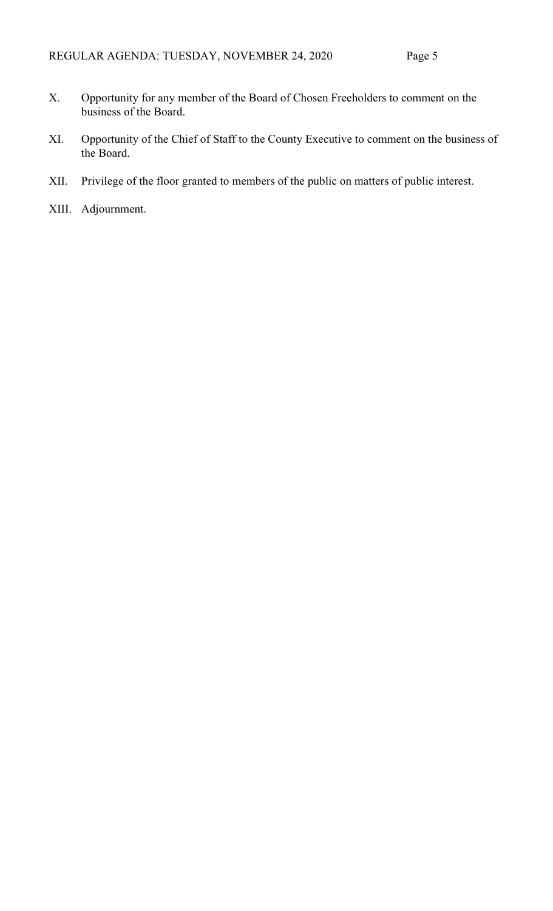X. Opportunity for any member of the Board of Chosen Freeholders to comment on the business of the Board.

XI. Opportunity of the Chief of Staff to the County Executive to comment on the business of the Board.

XII. Privilege of the floor granted to members of the public on matters of public interest.

XIII. Adjournment.